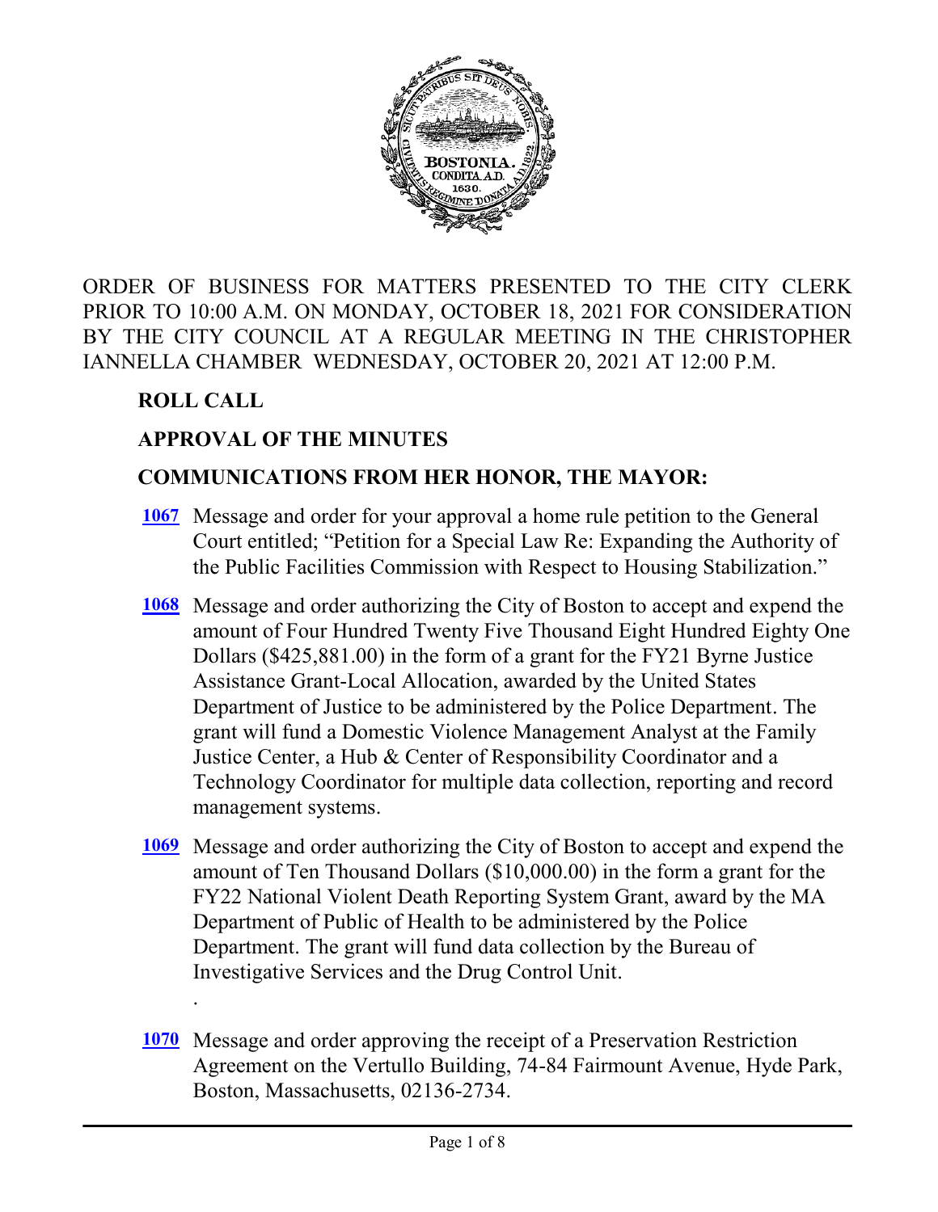ORDER OF BUSINESS FOR MATTERS PRESENTED TO THE CITY CLERK PRIOR TO 10:00 A.M. ON MONDAY, OCTOBER 18, 2021 FOR CONSIDERATION BY THE CITY COUNCIL AT A REGULAR MEETING IN THE CHRISTOPHER IANNELLA CHAMBER WEDNESDAY, OCTOBER 20, 2021 AT 12:00 P.M.

**ROLL CALL**

**APPROVAL OF THE MINUTES**

**COMMUNICATIONS FROM HER HONOR, THE MAYOR:**

**1067** Message and order for your approval a home rule petition to the General Court entitled; "Petition for a Special Law Re: Expanding the Authority of the Public Facilities Commission with Respect to Housing Stabilization."

**1068** Message and order authorizing the City of Boston to accept and expend the amount of Four Hundred Twenty Five Thousand Eight Hundred Eighty One Dollars ($425,881.00) in the form of a grant for the FY21 Byrne Justice Assistance Grant-Local Allocation, awarded by the United States Department of Justice to be administered by the Police Department. The grant will fund a Domestic Violence Management Analyst at the Family Justice Center, a Hub & Center of Responsibility Coordinator and a Technology Coordinator for multiple data collection, reporting and record management systems.

**1069** Message and order authorizing the City of Boston to accept and expend the amount of Ten Thousand Dollars ($10,000.00) in the form a grant for the FY22 National Violent Death Reporting System Grant, award by the MA Department of Public of Health to be administered by the Police Department. The grant will fund data collection by the Bureau of Investigative Services and the Drug Control Unit.

.

**1070** Message and order approving the receipt of a Preservation Restriction Agreement on the Vertullo Building, 74-84 Fairmount Avenue, Hyde Park, Boston, Massachusetts, 02136-2734.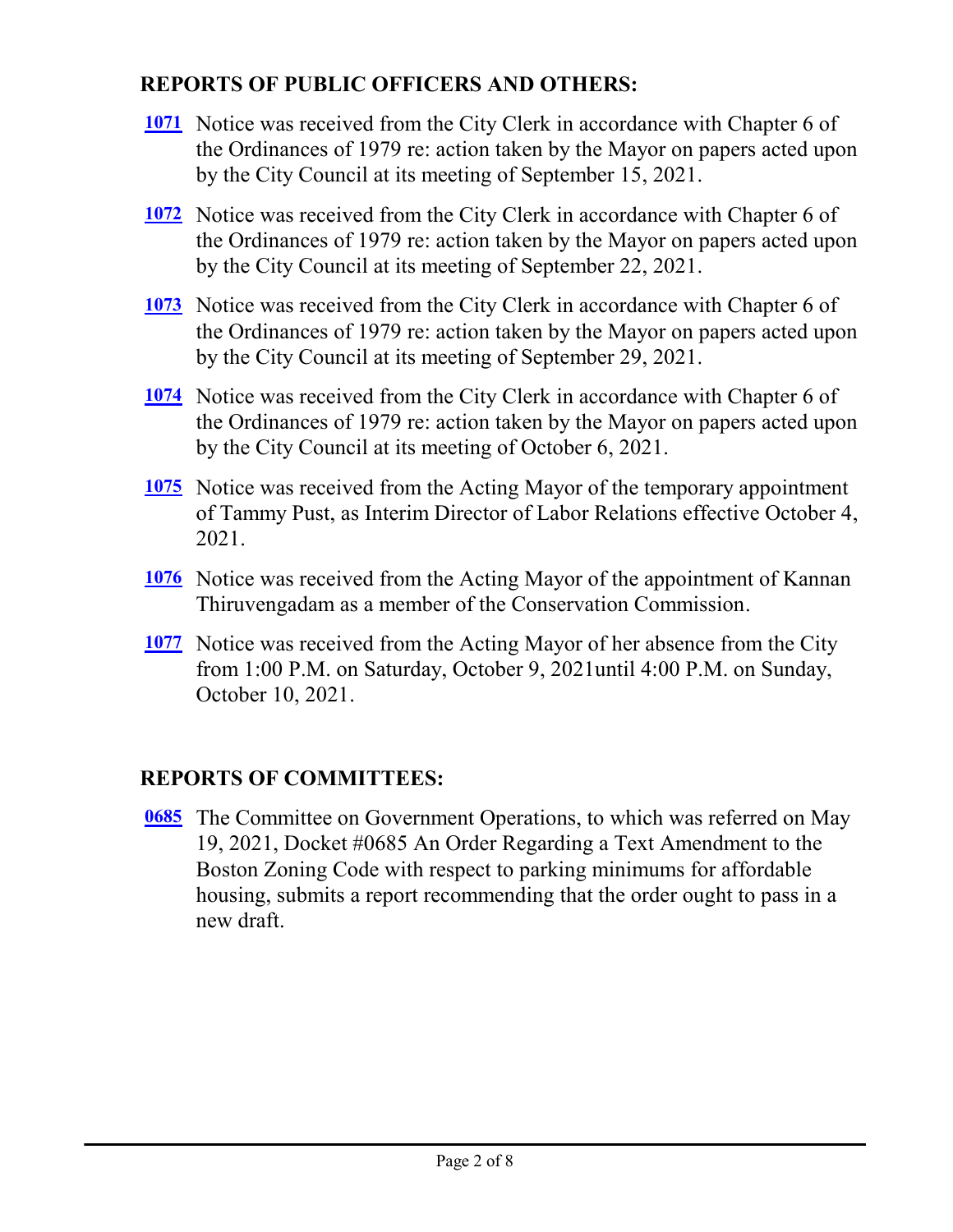## REPORTS OF PUBLIC OFFICERS AND OTHERS:

**1071** Notice was received from the City Clerk in accordance with Chapter 6 of the Ordinances of 1979 re: action taken by the Mayor on papers acted upon by the City Council at its meeting of September 15, 2021.

**1072** Notice was received from the City Clerk in accordance with Chapter 6 of the Ordinances of 1979 re: action taken by the Mayor on papers acted upon by the City Council at its meeting of September 22, 2021.

**1073** Notice was received from the City Clerk in accordance with Chapter 6 of the Ordinances of 1979 re: action taken by the Mayor on papers acted upon by the City Council at its meeting of September 29, 2021.

**1074** Notice was received from the City Clerk in accordance with Chapter 6 of the Ordinances of 1979 re: action taken by the Mayor on papers acted upon by the City Council at its meeting of October 6, 2021.

**1075** Notice was received from the Acting Mayor of the temporary appointment of Tammy Pust, as Interim Director of Labor Relations effective October 4, 2021.

**1076** Notice was received from the Acting Mayor of the appointment of Kannan Thiruvengadam as a member of the Conservation Commission.

**1077** Notice was received from the Acting Mayor of her absence from the City from 1:00 P.M. on Saturday, October 9, 2021until 4:00 P.M. on Sunday, October 10, 2021.

## REPORTS OF COMMITTEES:

**0685** The Committee on Government Operations, to which was referred on May 19, 2021, Docket #0685 An Order Regarding a Text Amendment to the Boston Zoning Code with respect to parking minimums for affordable housing, submits a report recommending that the order ought to pass in a new draft.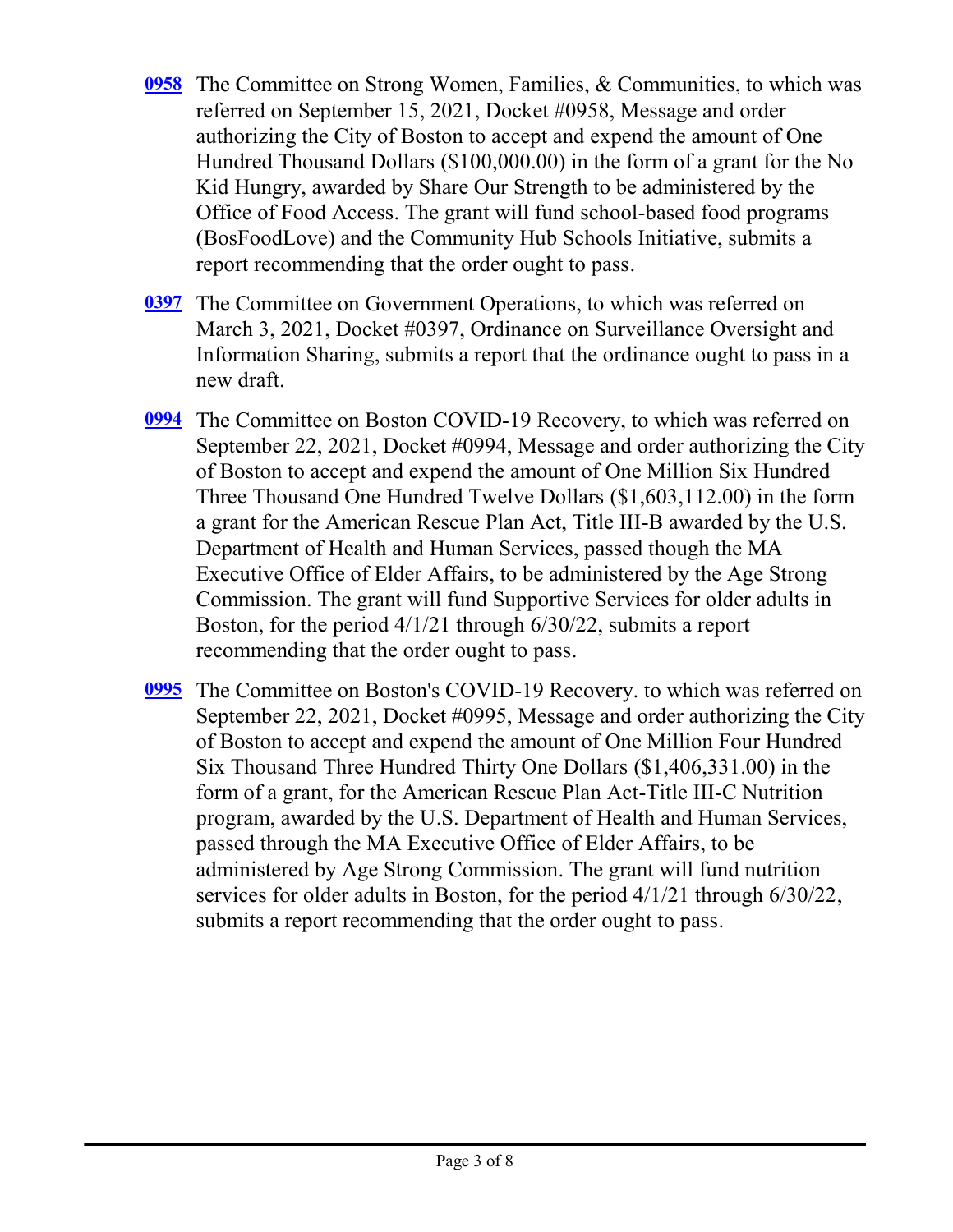**0958** The Committee on Strong Women, Families, & Communities, to which was referred on September 15, 2021, Docket #0958, Message and order authorizing the City of Boston to accept and expend the amount of One Hundred Thousand Dollars ($100,000.00) in the form of a grant for the No Kid Hungry, awarded by Share Our Strength to be administered by the Office of Food Access. The grant will fund school-based food programs (BosFoodLove) and the Community Hub Schools Initiative, submits a report recommending that the order ought to pass.

**0397** The Committee on Government Operations, to which was referred on March 3, 2021, Docket #0397, Ordinance on Surveillance Oversight and Information Sharing, submits a report that the ordinance ought to pass in a new draft.

**0994** The Committee on Boston COVID-19 Recovery, to which was referred on September 22, 2021, Docket #0994, Message and order authorizing the City of Boston to accept and expend the amount of One Million Six Hundred Three Thousand One Hundred Twelve Dollars ($1,603,112.00) in the form a grant for the American Rescue Plan Act, Title III-B awarded by the U.S. Department of Health and Human Services, passed though the MA Executive Office of Elder Affairs, to be administered by the Age Strong Commission. The grant will fund Supportive Services for older adults in Boston, for the period 4/1/21 through 6/30/22, submits a report recommending that the order ought to pass.

**0995** The Committee on Boston's COVID-19 Recovery. to which was referred on September 22, 2021, Docket #0995, Message and order authorizing the City of Boston to accept and expend the amount of One Million Four Hundred Six Thousand Three Hundred Thirty One Dollars ($1,406,331.00) in the form of a grant, for the American Rescue Plan Act-Title III-C Nutrition program, awarded by the U.S. Department of Health and Human Services, passed through the MA Executive Office of Elder Affairs, to be administered by Age Strong Commission. The grant will fund nutrition services for older adults in Boston, for the period 4/1/21 through 6/30/22, submits a report recommending that the order ought to pass.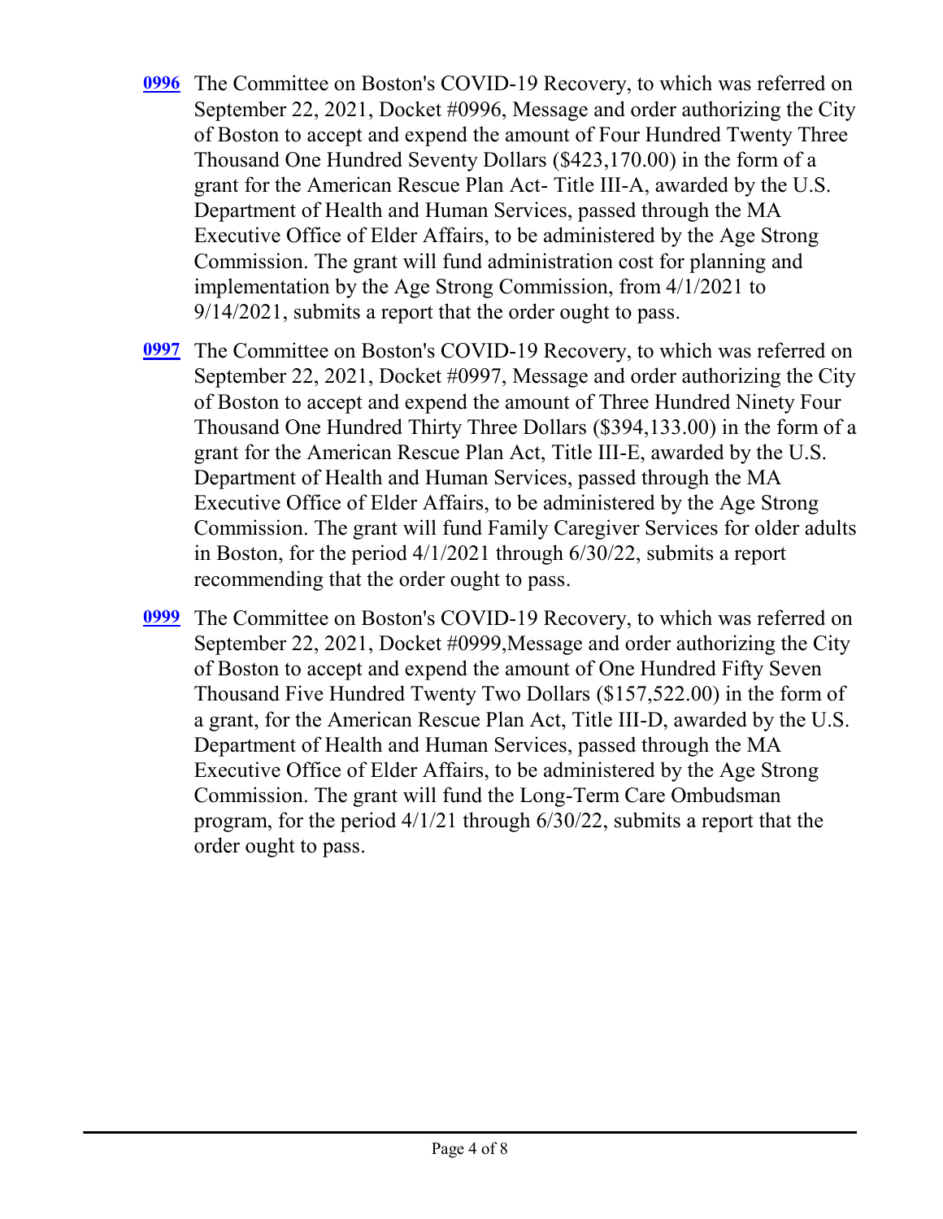**0996** The Committee on Boston's COVID-19 Recovery, to which was referred on September 22, 2021, Docket #0996, Message and order authorizing the City of Boston to accept and expend the amount of Four Hundred Twenty Three Thousand One Hundred Seventy Dollars ($423,170.00) in the form of a grant for the American Rescue Plan Act- Title III-A, awarded by the U.S. Department of Health and Human Services, passed through the MA Executive Office of Elder Affairs, to be administered by the Age Strong Commission. The grant will fund administration cost for planning and implementation by the Age Strong Commission, from 4/1/2021 to 9/14/2021, submits a report that the order ought to pass.

**0997** The Committee on Boston's COVID-19 Recovery, to which was referred on September 22, 2021, Docket #0997, Message and order authorizing the City of Boston to accept and expend the amount of Three Hundred Ninety Four Thousand One Hundred Thirty Three Dollars ($394,133.00) in the form of a grant for the American Rescue Plan Act, Title III-E, awarded by the U.S. Department of Health and Human Services, passed through the MA Executive Office of Elder Affairs, to be administered by the Age Strong Commission. The grant will fund Family Caregiver Services for older adults in Boston, for the period 4/1/2021 through 6/30/22, submits a report recommending that the order ought to pass.

**0999** The Committee on Boston's COVID-19 Recovery, to which was referred on September 22, 2021, Docket #0999,Message and order authorizing the City of Boston to accept and expend the amount of One Hundred Fifty Seven Thousand Five Hundred Twenty Two Dollars ($157,522.00) in the form of a grant, for the American Rescue Plan Act, Title III-D, awarded by the U.S. Department of Health and Human Services, passed through the MA Executive Office of Elder Affairs, to be administered by the Age Strong Commission. The grant will fund the Long-Term Care Ombudsman program, for the period 4/1/21 through 6/30/22, submits a report that the order ought to pass.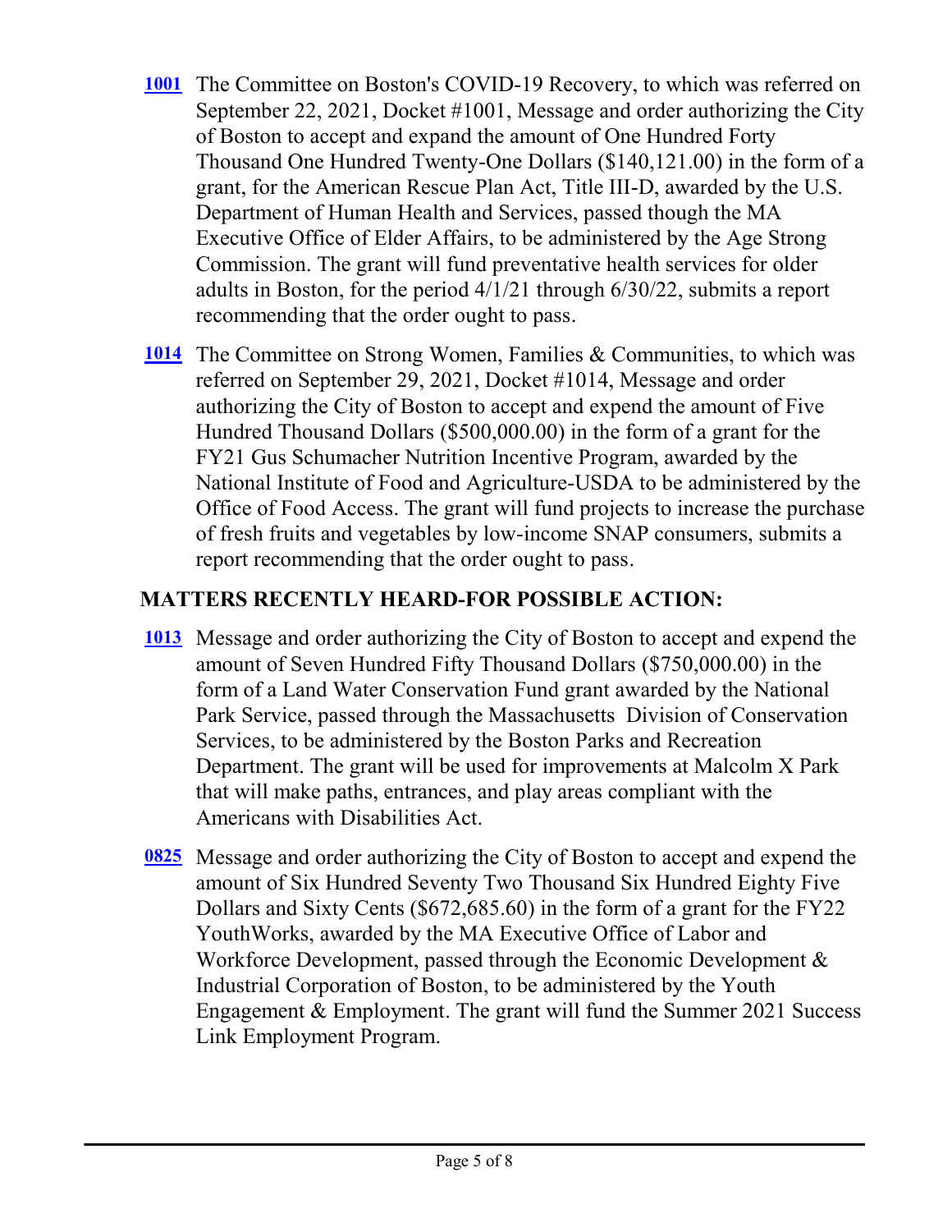**1001** The Committee on Boston's COVID-19 Recovery, to which was referred on September 22, 2021, Docket #1001, Message and order authorizing the City of Boston to accept and expand the amount of One Hundred Forty Thousand One Hundred Twenty-One Dollars ($140,121.00) in the form of a grant, for the American Rescue Plan Act, Title III-D, awarded by the U.S. Department of Human Health and Services, passed though the MA Executive Office of Elder Affairs, to be administered by the Age Strong Commission. The grant will fund preventative health services for older adults in Boston, for the period 4/1/21 through 6/30/22, submits a report recommending that the order ought to pass.

**1014** The Committee on Strong Women, Families & Communities, to which was referred on September 29, 2021, Docket #1014, Message and order authorizing the City of Boston to accept and expend the amount of Five Hundred Thousand Dollars ($500,000.00) in the form of a grant for the FY21 Gus Schumacher Nutrition Incentive Program, awarded by the National Institute of Food and Agriculture-USDA to be administered by the Office of Food Access. The grant will fund projects to increase the purchase of fresh fruits and vegetables by low-income SNAP consumers, submits a report recommending that the order ought to pass.

## MATTERS RECENTLY HEARD-FOR POSSIBLE ACTION:

**1013** Message and order authorizing the City of Boston to accept and expend the amount of Seven Hundred Fifty Thousand Dollars ($750,000.00) in the form of a Land Water Conservation Fund grant awarded by the National Park Service, passed through the Massachusetts Division of Conservation Services, to be administered by the Boston Parks and Recreation Department. The grant will be used for improvements at Malcolm X Park that will make paths, entrances, and play areas compliant with the Americans with Disabilities Act.

**0825** Message and order authorizing the City of Boston to accept and expend the amount of Six Hundred Seventy Two Thousand Six Hundred Eighty Five Dollars and Sixty Cents ($672,685.60) in the form of a grant for the FY22 YouthWorks, awarded by the MA Executive Office of Labor and Workforce Development, passed through the Economic Development & Industrial Corporation of Boston, to be administered by the Youth Engagement & Employment. The grant will fund the Summer 2021 Success Link Employment Program.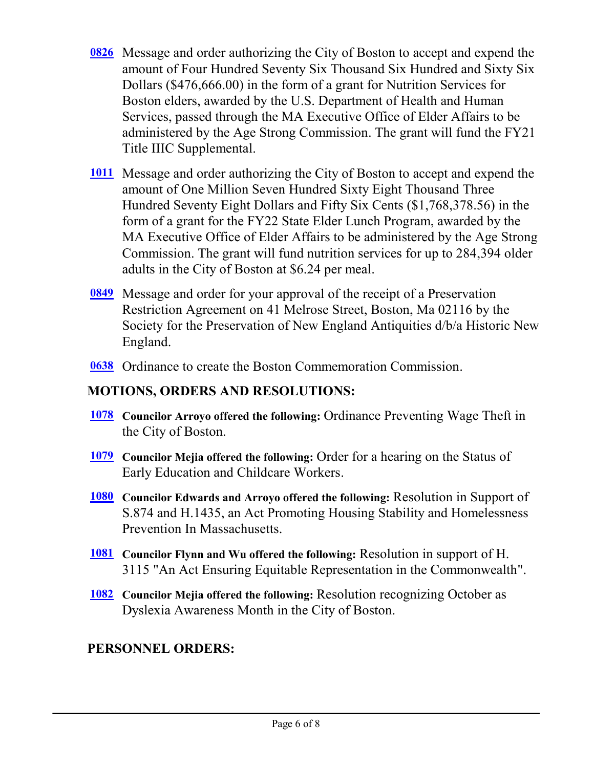**0826** Message and order authorizing the City of Boston to accept and expend the amount of Four Hundred Seventy Six Thousand Six Hundred and Sixty Six Dollars ($476,666.00) in the form of a grant for Nutrition Services for Boston elders, awarded by the U.S. Department of Health and Human Services, passed through the MA Executive Office of Elder Affairs to be administered by the Age Strong Commission. The grant will fund the FY21 Title IIIC Supplemental.

**1011** Message and order authorizing the City of Boston to accept and expend the amount of One Million Seven Hundred Sixty Eight Thousand Three Hundred Seventy Eight Dollars and Fifty Six Cents ($1,768,378.56) in the form of a grant for the FY22 State Elder Lunch Program, awarded by the MA Executive Office of Elder Affairs to be administered by the Age Strong Commission. The grant will fund nutrition services for up to 284,394 older adults in the City of Boston at $6.24 per meal.

**0849** Message and order for your approval of the receipt of a Preservation Restriction Agreement on 41 Melrose Street, Boston, Ma 02116 by the Society for the Preservation of New England Antiquities d/b/a Historic New England.

**0638** Ordinance to create the Boston Commemoration Commission.

## MOTIONS, ORDERS AND RESOLUTIONS:

**1078** **Councilor Arroyo offered the following:** Ordinance Preventing Wage Theft in the City of Boston.

**1079** **Councilor Mejia offered the following:** Order for a hearing on the Status of Early Education and Childcare Workers.

**1080** **Councilor Edwards and Arroyo offered the following:** Resolution in Support of S.874 and H.1435, an Act Promoting Housing Stability and Homelessness Prevention In Massachusetts.

**1081** **Councilor Flynn and Wu offered the following:** Resolution in support of H. 3115 "An Act Ensuring Equitable Representation in the Commonwealth".

**1082** **Councilor Mejia offered the following:** Resolution recognizing October as Dyslexia Awareness Month in the City of Boston.

## PERSONNEL ORDERS: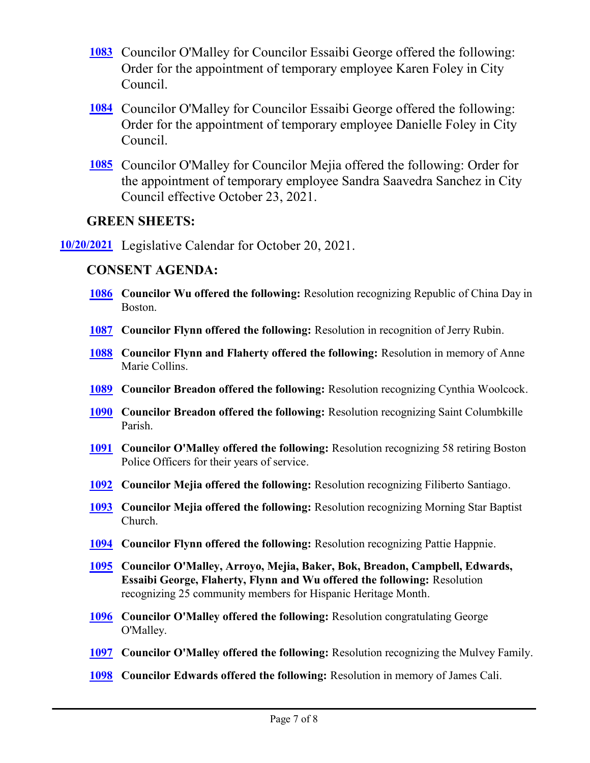**1083** Councilor O'Malley for Councilor Essaibi George offered the following: Order for the appointment of temporary employee Karen Foley in City Council.

**1084** Councilor O'Malley for Councilor Essaibi George offered the following: Order for the appointment of temporary employee Danielle Foley in City Council.

**1085** Councilor O'Malley for Councilor Mejia offered the following: Order for the appointment of temporary employee Sandra Saavedra Sanchez in City Council effective October 23, 2021.

## GREEN SHEETS:

**10/20/2021** Legislative Calendar for October 20, 2021.

## CONSENT AGENDA:

**1086** **Councilor Wu offered the following:** Resolution recognizing Republic of China Day in Boston.

**1087** **Councilor Flynn offered the following:** Resolution in recognition of Jerry Rubin.

**1088** **Councilor Flynn and Flaherty offered the following:** Resolution in memory of Anne Marie Collins.

**1089** **Councilor Breadon offered the following:** Resolution recognizing Cynthia Woolcock.

**1090** **Councilor Breadon offered the following:** Resolution recognizing Saint Columbkille Parish.

**1091** **Councilor O'Malley offered the following:** Resolution recognizing 58 retiring Boston Police Officers for their years of service.

**1092** **Councilor Mejia offered the following:** Resolution recognizing Filiberto Santiago.

**1093** **Councilor Mejia offered the following:** Resolution recognizing Morning Star Baptist Church.

**1094** **Councilor Flynn offered the following:** Resolution recognizing Pattie Happnie.

**1095** **Councilor O'Malley, Arroyo, Mejia, Baker, Bok, Breadon, Campbell, Edwards, Essaibi George, Flaherty, Flynn and Wu offered the following:** Resolution recognizing 25 community members for Hispanic Heritage Month.

**1096** **Councilor O'Malley offered the following:** Resolution congratulating George O'Malley.

**1097** **Councilor O'Malley offered the following:** Resolution recognizing the Mulvey Family.

**1098** **Councilor Edwards offered the following:** Resolution in memory of James Cali.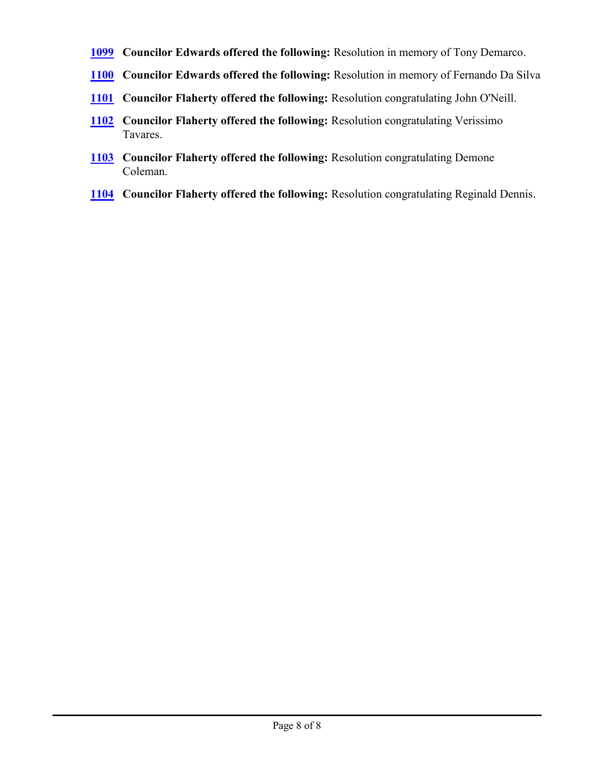**1099** **Councilor Edwards offered the following:** Resolution in memory of Tony Demarco.

**1100** **Councilor Edwards offered the following:** Resolution in memory of Fernando Da Silva

**1101** **Councilor Flaherty offered the following:** Resolution congratulating John O'Neill.

**1102** **Councilor Flaherty offered the following:** Resolution congratulating Verissimo Tavares.

**1103** **Councilor Flaherty offered the following:** Resolution congratulating Demone Coleman.

**1104** **Councilor Flaherty offered the following:** Resolution congratulating Reginald Dennis.